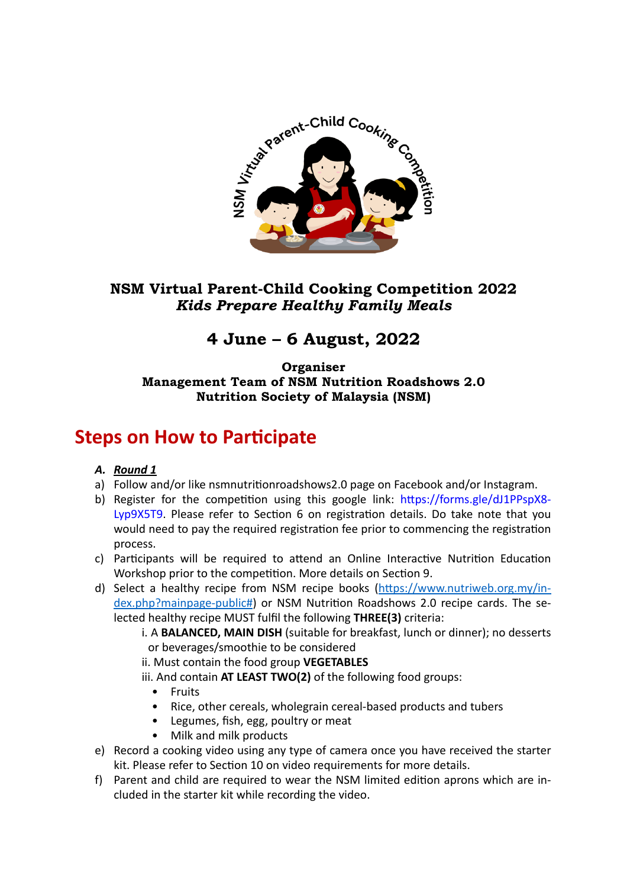**NSM Virtual Parent-Child Cooking Competition 2022**
***Kids Prepare Healthy Family Meals***

## 4 June – 6 August, 2022

**Organiser**
**Management Team of NSM Nutrition Roadshows 2.0**
**Nutrition Society of Malaysia (NSM)**

# Steps on How to Participate

***A. Round 1***

a) Follow and/or like nsmnutritionroadshows2.0 page on Facebook and/or Instagram.

b) Register for the competition using this google link: https://forms.gle/dJ1PPspX8Lyp9X5T9. Please refer to Section 6 on registration details. Do take note that you would need to pay the required registration fee prior to commencing the registration process.

c) Participants will be required to attend an Online Interactive Nutrition Education Workshop prior to the competition. More details on Section 9.

d) Select a healthy recipe from NSM recipe books (https://www.nutriweb.org.my/index.php?mainpage=public#) or NSM Nutrition Roadshows 2.0 recipe cards. The selected healthy recipe MUST fulfil the following **THREE(3)** criteria:

   i. A **BALANCED, MAIN DISH** (suitable for breakfast, lunch or dinner); no desserts or beverages/smoothie to be considered

   ii. Must contain the food group **VEGETABLES**

   iii. And contain **AT LEAST TWO(2)** of the following food groups:
   - Fruits
   - Rice, other cereals, wholegrain cereal-based products and tubers
   - Legumes, fish, egg, poultry or meat
   - Milk and milk products

e) Record a cooking video using any type of camera once you have received the starter kit. Please refer to Section 10 on video requirements for more details.

f) Parent and child are required to wear the NSM limited edition aprons which are included in the starter kit while recording the video.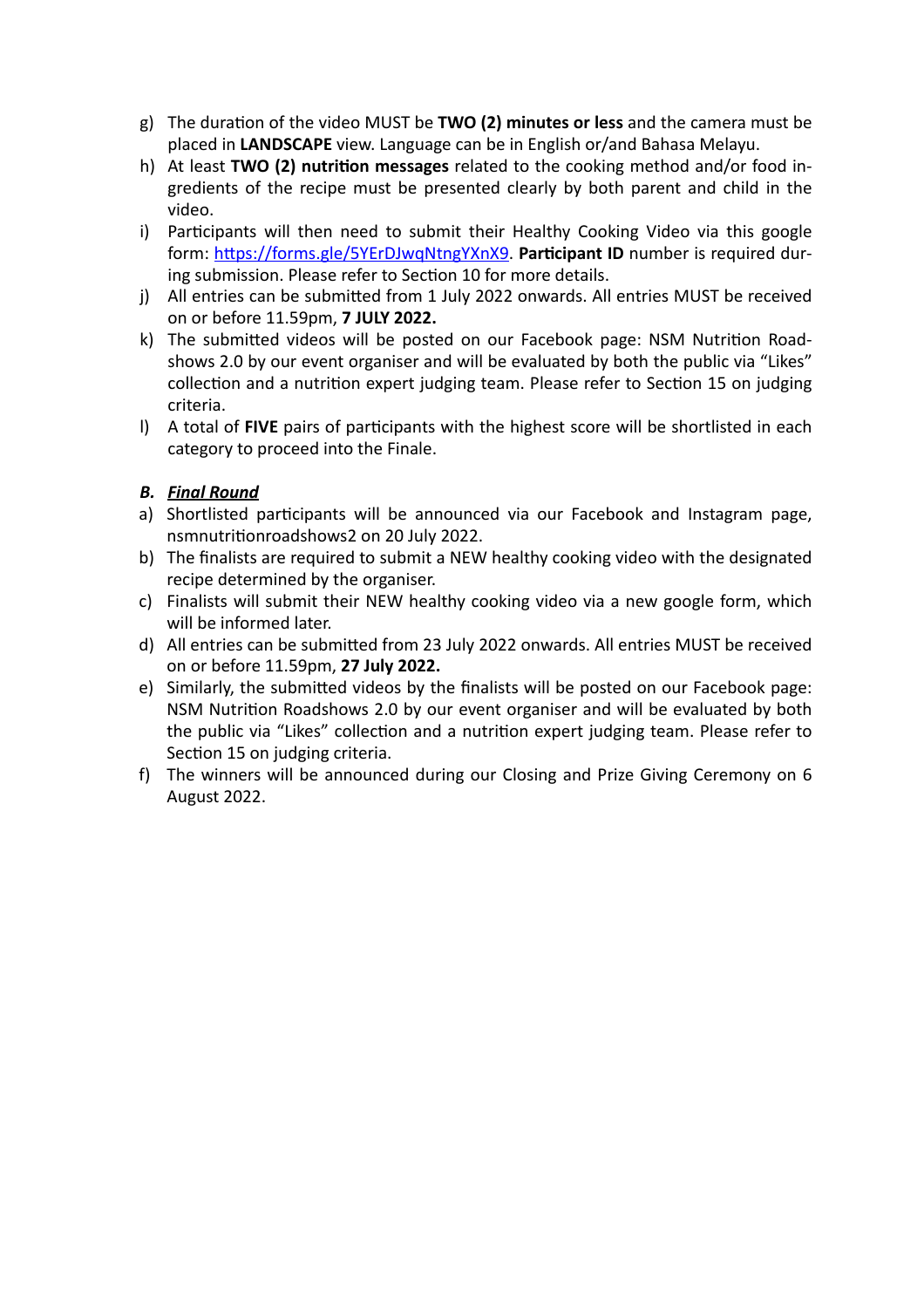g) The duration of the video MUST be **TWO (2) minutes or less** and the camera must be placed in **LANDSCAPE** view. Language can be in English or/and Bahasa Melayu.

h) At least **TWO (2) nutrition messages** related to the cooking method and/or food ingredients of the recipe must be presented clearly by both parent and child in the video.

i) Participants will then need to submit their Healthy Cooking Video via this google form: [https://forms.gle/5YErDJwqNtngYXnX9](https://forms.gle/5YErDJwqNtngYXnX9). **Participant ID** number is required during submission. Please refer to Section 10 for more details.

j) All entries can be submitted from 1 July 2022 onwards. All entries MUST be received on or before 11.59pm, **7 JULY 2022.**

k) The submitted videos will be posted on our Facebook page: NSM Nutrition Roadshows 2.0 by our event organiser and will be evaluated by both the public via "Likes" collection and a nutrition expert judging team. Please refer to Section 15 on judging criteria.

l) A total of **FIVE** pairs of participants with the highest score will be shortlisted in each category to proceed into the Finale.

***B. <u>Final Round</u>***

a) Shortlisted participants will be announced via our Facebook and Instagram page, nsmnutritionroadshows2 on 20 July 2022.

b) The finalists are required to submit a NEW healthy cooking video with the designated recipe determined by the organiser.

c) Finalists will submit their NEW healthy cooking video via a new google form, which will be informed later.

d) All entries can be submitted from 23 July 2022 onwards. All entries MUST be received on or before 11.59pm, **27 July 2022.**

e) Similarly, the submitted videos by the finalists will be posted on our Facebook page: NSM Nutrition Roadshows 2.0 by our event organiser and will be evaluated by both the public via "Likes" collection and a nutrition expert judging team. Please refer to Section 15 on judging criteria.

f) The winners will be announced during our Closing and Prize Giving Ceremony on 6 August 2022.